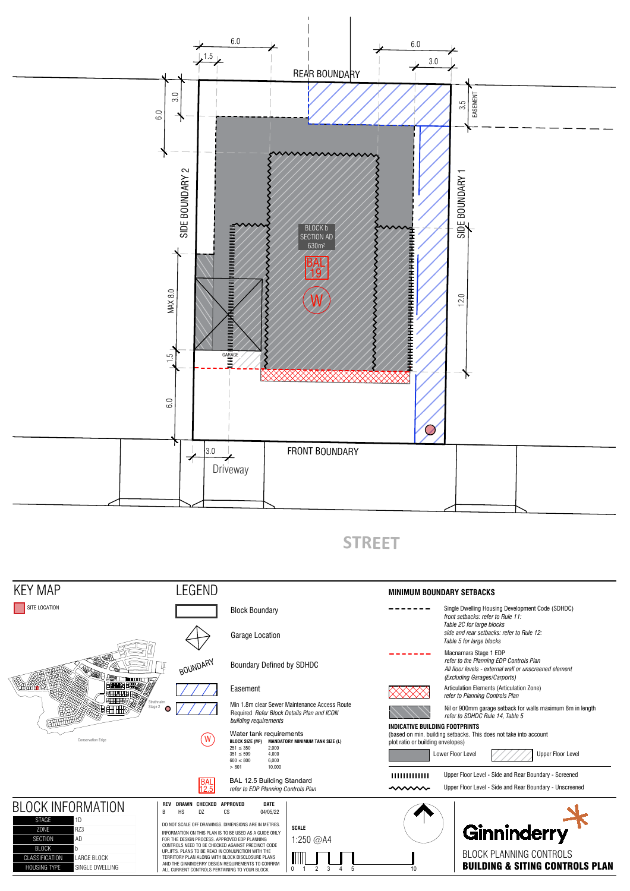REAR BOUNDARY

SIDE BOUNDARY 2

SIDE BOUNDARY 1

FRONT BOUNDARY

6.0 | 1.5 | 6.0 | 3.0 | 3.0 | 6.0 | 3.5 EASEMENT | MAX 8.0 | 1.5 | 6.0 | 12.0 | 3.0

BLOCK b
SECTION AD
630m²

BAL 19

W

GARAGE

Driveway

STREET

## KEY MAP

SITE LOCATION

Strathnairn Stage 2

Conservation Edge

## LEGEND

- Block Boundary
- Garage Location
- BOUNDARY — Boundary Defined by SDHDC
- Easement
- Min 1.8m clear Sewer Maintenance Access Route Required *Refer Block Details Plan and ICON building requirements*
- Water tank requirements

| BLOCK SIZE (M²) | MANDATORY MINIMUM TANK SIZE (L) |
|---|---|
| 251 ≤ 350 | 2,000 |
| 351 ≤ 599 | 4,000 |
| 600 ≤ 800 | 6,000 |
| > 801 | 10,000 |

- BAL 12.5 — BAL 12.5 Building Standard *refer to EDP Planning Controls Plan*

## MINIMUM BOUNDARY SETBACKS

- Single Dwelling Housing Development Code (SDHDC) *front setbacks: refer to Rule 11: Table 2C for large blocks side and rear setbacks: refer to Rule 12: Table 5 for large blocks*
- Macnamara Stage 1 EDP *refer to the Planning EDP Controls Plan All floor levels - external wall or unscreened element (Excluding Garages/Carports)*
- Articulation Elements (Articulation Zone) *refer to Planning Controls Plan*
- Nil or 900mm garage setback for walls maximum 8m in length *refer to SDHDC Rule 14, Table 5*

**INDICATIVE BUILDING FOOTPRINTS**
(based on min. building setbacks. This does not take into account plot ratio or building envelopes)

- Lower Floor Level
- Upper Floor Level
- Upper Floor Level - Side and Rear Boundary - Screened
- Upper Floor Level - Side and Rear Boundary - Unscreened

## BLOCK INFORMATION

| | |
|---|---|
| STAGE | 1D |
| ZONE | RZ3 |
| SECTION | AD |
| BLOCK | b |
| CLASSIFICATION | LARGE BLOCK |
| HOUSING TYPE | SINGLE DWELLING |

| REV | DRAWN | CHECKED | APPROVED | DATE |
|---|---|---|---|---|
| B | HS | DZ | CS | 04/05/22 |

DO NOT SCALE OFF DRAWINGS. DIMENSIONS ARE IN METRES.

INFORMATION ON THIS PLAN IS TO BE USED AS A GUIDE ONLY FOR THE DESIGN PROCESS. APPROVED EDP PLANNING CONTROLS NEED TO BE CHECKED AGAINST PRECINCT CODE UPLIFTS. PLANS TO BE READ IN CONJUNCTION WITH THE TERRITORY PLAN ALONG WITH BLOCK DISCLOSURE PLANS AND THE GINNINDERRY DESIGN REQUIREMENTS TO CONFIRM ALL CURRENT CONTROLS PERTAINING TO YOUR BLOCK.

**SCALE**
1:250 @A4

0 1 2 3 4 5 10

Ginninderry

BLOCK PLANNING CONTROLS
**BUILDING & SITING CONTROLS PLAN**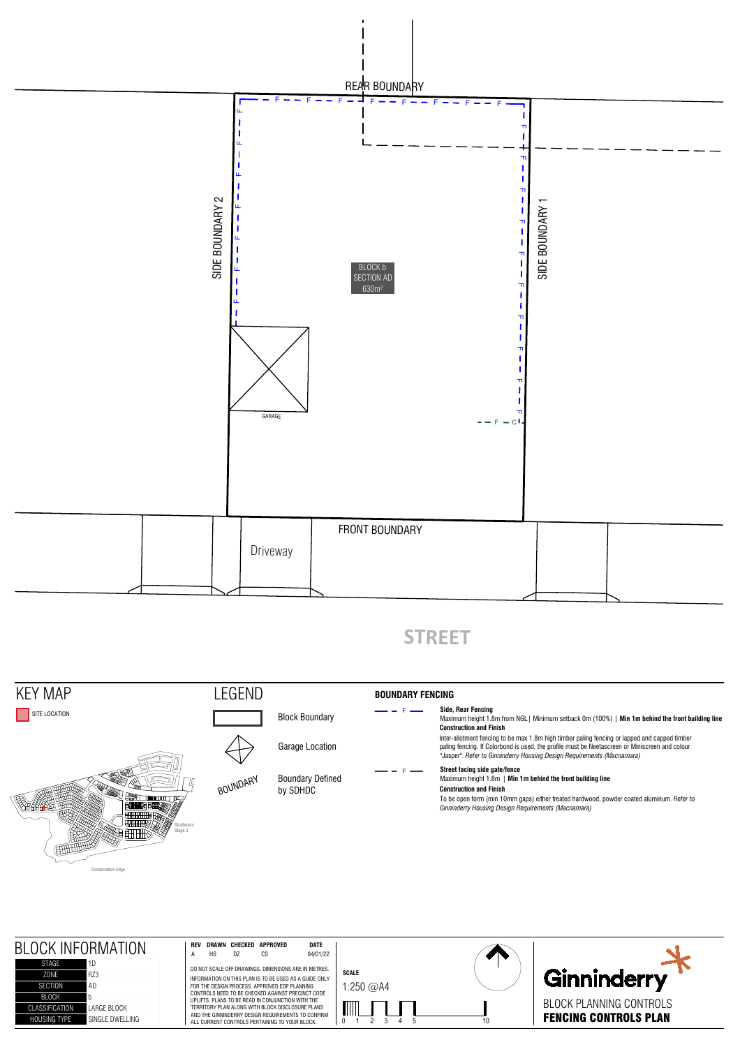REAR BOUNDARY

SIDE BOUNDARY 2

SIDE BOUNDARY 1

BLOCK b
SECTION AD
630m²

GARAGE

FRONT BOUNDARY

Driveway

STREET

## KEY MAP

SITE LOCATION

Strathnairn Stage 2

Conservation Edge

## LEGEND

Block Boundary

Garage Location

BOUNDARY — Boundary Defined by SDHDC

## BOUNDARY FENCING

**Side, Rear Fencing**
Maximum height 1.8m from NGL | Minimum setback 0m (100%) | **Min 1m behind the front building line**
**Construction and Finish**
Inter-allotment fencing to be max 1.8m high timber paling fencing or lapped and capped timber paling fencing. If Colorbond is used, the profile must be Neetascreen or Miniscreen and colour "Jasper". *Refer to Ginninderry Housing Design Requirements (Macnamara)*

**Street facing side gate/fence**
Maximum height 1.8m | **Min 1m behind the front building line**
**Construction and Finish**
To be open form (min 10mm gaps) either treated hardwood, powder coated aluminum. *Refer to Ginninderry Housing Design Requirements (Macnamara)*

## BLOCK INFORMATION

| | |
|---|---|
| STAGE | 1D |
| ZONE | RZ3 |
| SECTION | AD |
| BLOCK | b |
| CLASSIFICATION | LARGE BLOCK |
| HOUSING TYPE | SINGLE DWELLING |

| REV | DRAWN | CHECKED | APPROVED | DATE |
|---|---|---|---|---|
| A | HS | DZ | CS | 04/01/22 |

DO NOT SCALE OFF DRAWINGS. DIMENSIONS ARE IN METRES.
INFORMATION ON THIS PLAN IS TO BE USED AS A GUIDE ONLY FOR THE DESIGN PROCESS. APPROVED EDP PLANNING CONTROLS NEED TO BE CHECKED AGAINST PRECINCT CODE UPLIFTS. PLANS TO BE READ IN CONJUNCTION WITH THE TERRITORY PLAN ALONG WITH BLOCK DISCLOSURE PLANS AND THE GINNINDERRY DESIGN REQUIREMENTS TO CONFIRM ALL CURRENT CONTROLS PERTAINING TO YOUR BLOCK.

**SCALE**
1:250 @A4

0 1 2 3 4 5 10

Ginninderry

BLOCK PLANNING CONTROLS
**FENCING CONTROLS PLAN**